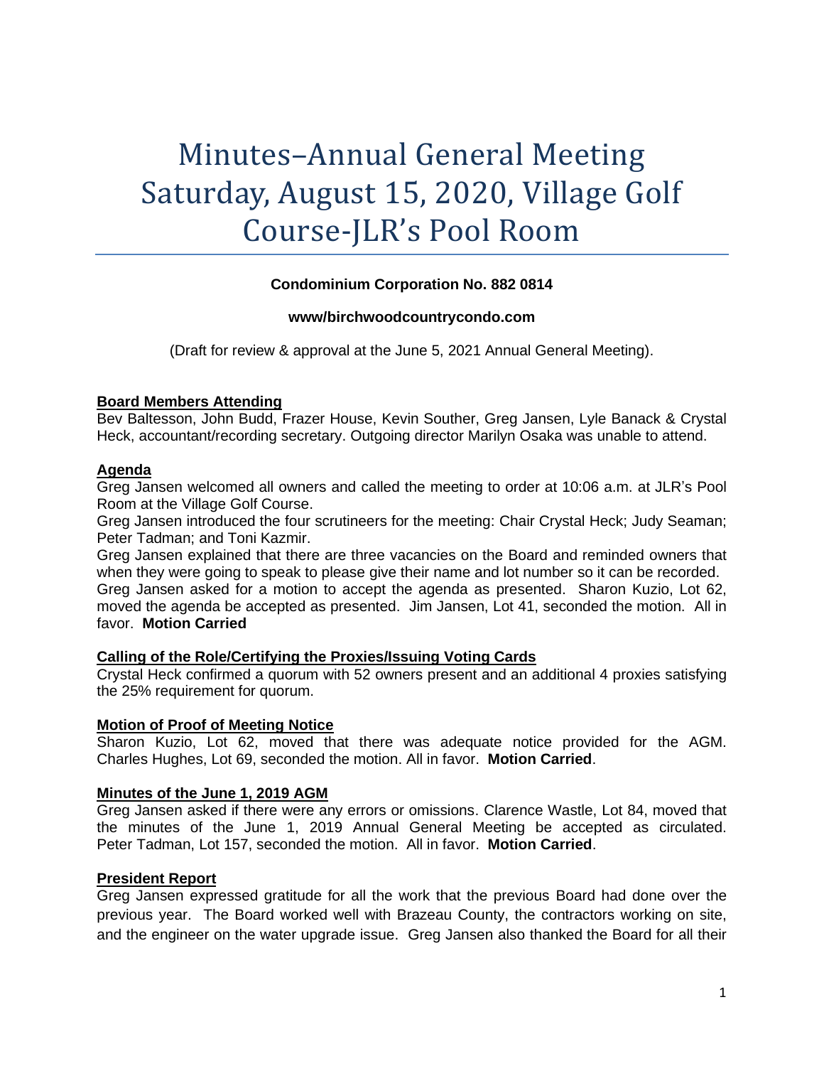# Minutes–Annual General Meeting Saturday, August 15, 2020, Village Golf Course-JLR's Pool Room

**Condominium Corporation No. 882 0814**

**www/birchwoodcountrycondo.com**

(Draft for review & approval at the June 5, 2021 Annual General Meeting).

## Board Members Attending

Bev Baltesson, John Budd, Frazer House, Kevin Souther, Greg Jansen, Lyle Banack & Crystal Heck, accountant/recording secretary. Outgoing director Marilyn Osaka was unable to attend.

## Agenda

Greg Jansen welcomed all owners and called the meeting to order at 10:06 a.m. at JLR's Pool Room at the Village Golf Course.

Greg Jansen introduced the four scrutineers for the meeting: Chair Crystal Heck; Judy Seaman; Peter Tadman; and Toni Kazmir.

Greg Jansen explained that there are three vacancies on the Board and reminded owners that when they were going to speak to please give their name and lot number so it can be recorded.

Greg Jansen asked for a motion to accept the agenda as presented. Sharon Kuzio, Lot 62, moved the agenda be accepted as presented. Jim Jansen, Lot 41, seconded the motion. All in favor. **Motion Carried**

## Calling of the Role/Certifying the Proxies/Issuing Voting Cards

Crystal Heck confirmed a quorum with 52 owners present and an additional 4 proxies satisfying the 25% requirement for quorum.

## Motion of Proof of Meeting Notice

Sharon Kuzio, Lot 62, moved that there was adequate notice provided for the AGM. Charles Hughes, Lot 69, seconded the motion. All in favor. **Motion Carried**.

## Minutes of the June 1, 2019 AGM

Greg Jansen asked if there were any errors or omissions. Clarence Wastle, Lot 84, moved that the minutes of the June 1, 2019 Annual General Meeting be accepted as circulated. Peter Tadman, Lot 157, seconded the motion. All in favor. **Motion Carried**.

## President Report

Greg Jansen expressed gratitude for all the work that the previous Board had done over the previous year. The Board worked well with Brazeau County, the contractors working on site, and the engineer on the water upgrade issue. Greg Jansen also thanked the Board for all their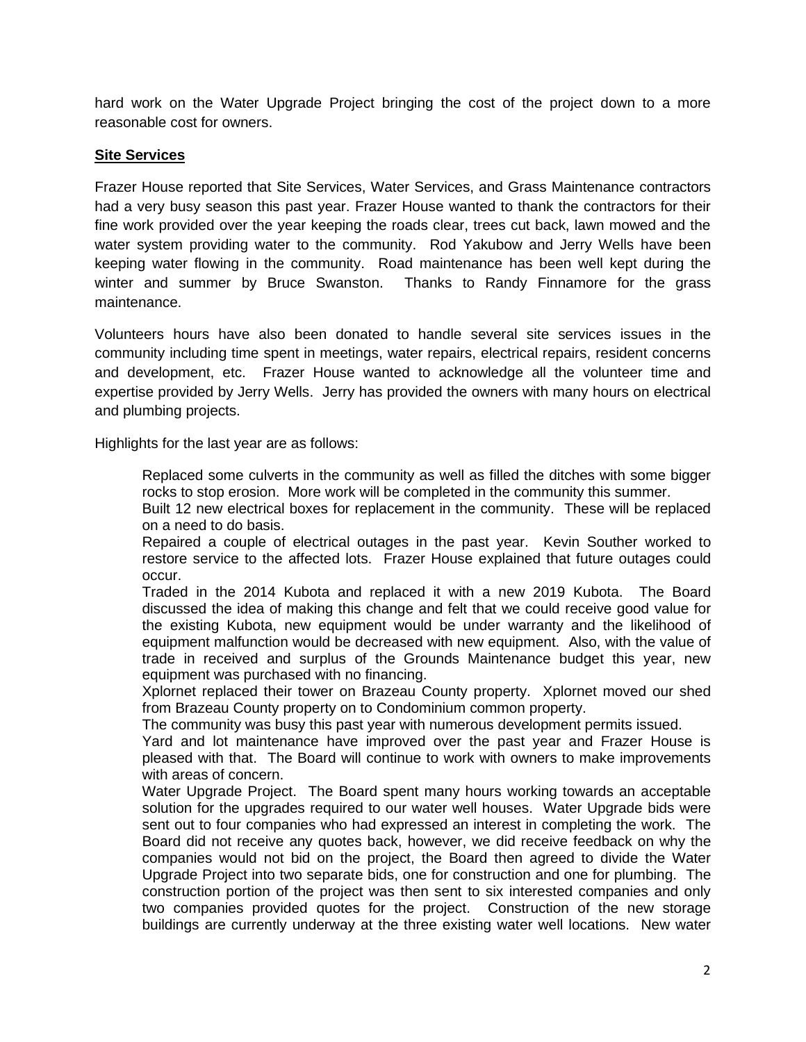hard work on the Water Upgrade Project bringing the cost of the project down to a more reasonable cost for owners.

**Site Services**

Frazer House reported that Site Services, Water Services, and Grass Maintenance contractors had a very busy season this past year. Frazer House wanted to thank the contractors for their fine work provided over the year keeping the roads clear, trees cut back, lawn mowed and the water system providing water to the community. Rod Yakubow and Jerry Wells have been keeping water flowing in the community. Road maintenance has been well kept during the winter and summer by Bruce Swanston. Thanks to Randy Finnamore for the grass maintenance.

Volunteers hours have also been donated to handle several site services issues in the community including time spent in meetings, water repairs, electrical repairs, resident concerns and development, etc. Frazer House wanted to acknowledge all the volunteer time and expertise provided by Jerry Wells. Jerry has provided the owners with many hours on electrical and plumbing projects.

Highlights for the last year are as follows:

- Replaced some culverts in the community as well as filled the ditches with some bigger rocks to stop erosion. More work will be completed in the community this summer.
- Built 12 new electrical boxes for replacement in the community. These will be replaced on a need to do basis.
- Repaired a couple of electrical outages in the past year. Kevin Souther worked to restore service to the affected lots. Frazer House explained that future outages could occur.
- Traded in the 2014 Kubota and replaced it with a new 2019 Kubota. The Board discussed the idea of making this change and felt that we could receive good value for the existing Kubota, new equipment would be under warranty and the likelihood of equipment malfunction would be decreased with new equipment. Also, with the value of trade in received and surplus of the Grounds Maintenance budget this year, new equipment was purchased with no financing.
- Xplornet replaced their tower on Brazeau County property. Xplornet moved our shed from Brazeau County property on to Condominium common property.
- The community was busy this past year with numerous development permits issued.
- Yard and lot maintenance have improved over the past year and Frazer House is pleased with that. The Board will continue to work with owners to make improvements with areas of concern.
- Water Upgrade Project. The Board spent many hours working towards an acceptable solution for the upgrades required to our water well houses. Water Upgrade bids were sent out to four companies who had expressed an interest in completing the work. The Board did not receive any quotes back, however, we did receive feedback on why the companies would not bid on the project, the Board then agreed to divide the Water Upgrade Project into two separate bids, one for construction and one for plumbing. The construction portion of the project was then sent to six interested companies and only two companies provided quotes for the project. Construction of the new storage buildings are currently underway at the three existing water well locations. New water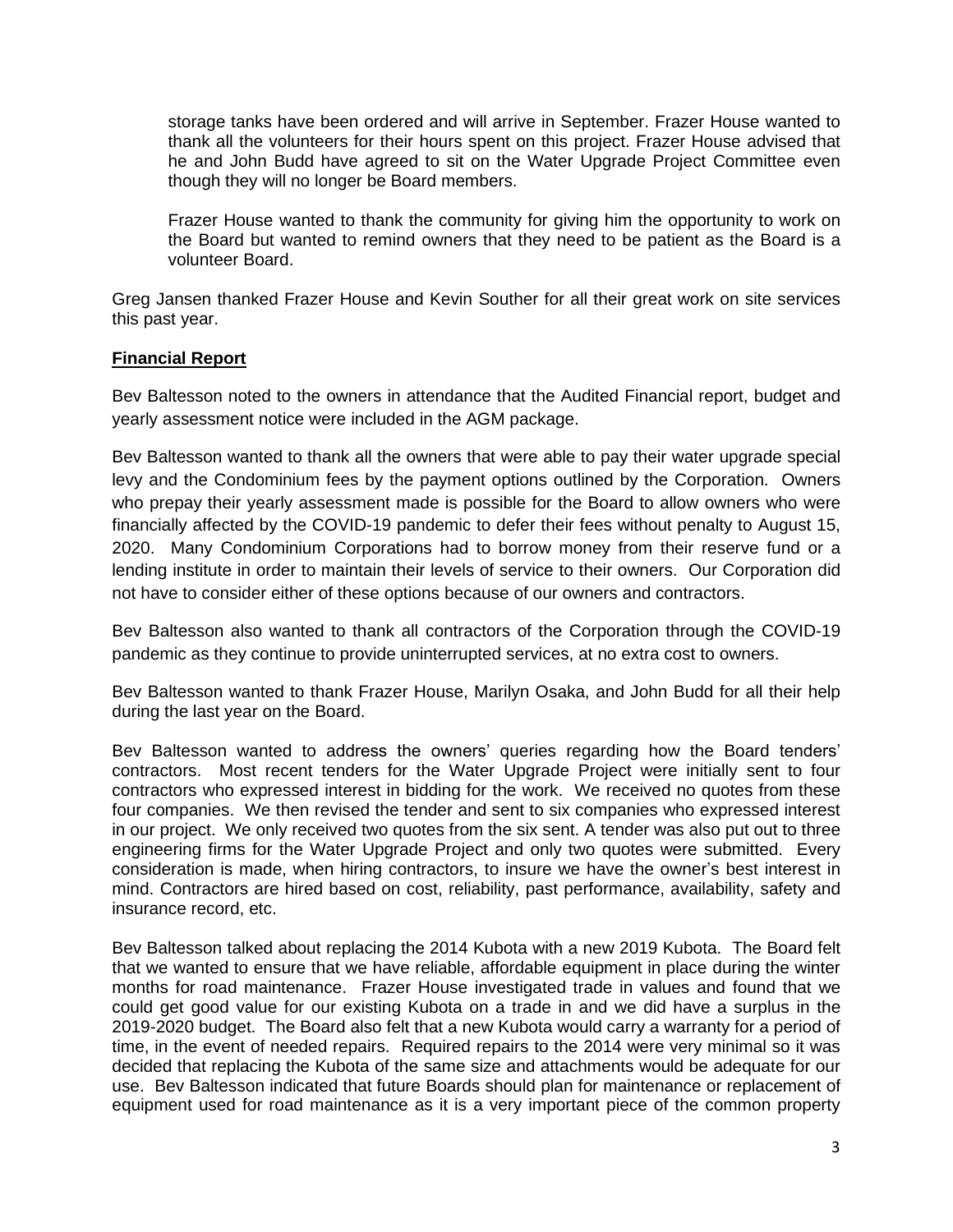storage tanks have been ordered and will arrive in September. Frazer House wanted to thank all the volunteers for their hours spent on this project. Frazer House advised that he and John Budd have agreed to sit on the Water Upgrade Project Committee even though they will no longer be Board members.

Frazer House wanted to thank the community for giving him the opportunity to work on the Board but wanted to remind owners that they need to be patient as the Board is a volunteer Board.

Greg Jansen thanked Frazer House and Kevin Souther for all their great work on site services this past year.

**Financial Report**

Bev Baltesson noted to the owners in attendance that the Audited Financial report, budget and yearly assessment notice were included in the AGM package.

Bev Baltesson wanted to thank all the owners that were able to pay their water upgrade special levy and the Condominium fees by the payment options outlined by the Corporation. Owners who prepay their yearly assessment made is possible for the Board to allow owners who were financially affected by the COVID-19 pandemic to defer their fees without penalty to August 15, 2020. Many Condominium Corporations had to borrow money from their reserve fund or a lending institute in order to maintain their levels of service to their owners. Our Corporation did not have to consider either of these options because of our owners and contractors.

Bev Baltesson also wanted to thank all contractors of the Corporation through the COVID-19 pandemic as they continue to provide uninterrupted services, at no extra cost to owners.

Bev Baltesson wanted to thank Frazer House, Marilyn Osaka, and John Budd for all their help during the last year on the Board.

Bev Baltesson wanted to address the owners' queries regarding how the Board tenders' contractors. Most recent tenders for the Water Upgrade Project were initially sent to four contractors who expressed interest in bidding for the work. We received no quotes from these four companies. We then revised the tender and sent to six companies who expressed interest in our project. We only received two quotes from the six sent. A tender was also put out to three engineering firms for the Water Upgrade Project and only two quotes were submitted. Every consideration is made, when hiring contractors, to insure we have the owner's best interest in mind. Contractors are hired based on cost, reliability, past performance, availability, safety and insurance record, etc.

Bev Baltesson talked about replacing the 2014 Kubota with a new 2019 Kubota. The Board felt that we wanted to ensure that we have reliable, affordable equipment in place during the winter months for road maintenance. Frazer House investigated trade in values and found that we could get good value for our existing Kubota on a trade in and we did have a surplus in the 2019-2020 budget. The Board also felt that a new Kubota would carry a warranty for a period of time, in the event of needed repairs. Required repairs to the 2014 were very minimal so it was decided that replacing the Kubota of the same size and attachments would be adequate for our use. Bev Baltesson indicated that future Boards should plan for maintenance or replacement of equipment used for road maintenance as it is a very important piece of the common property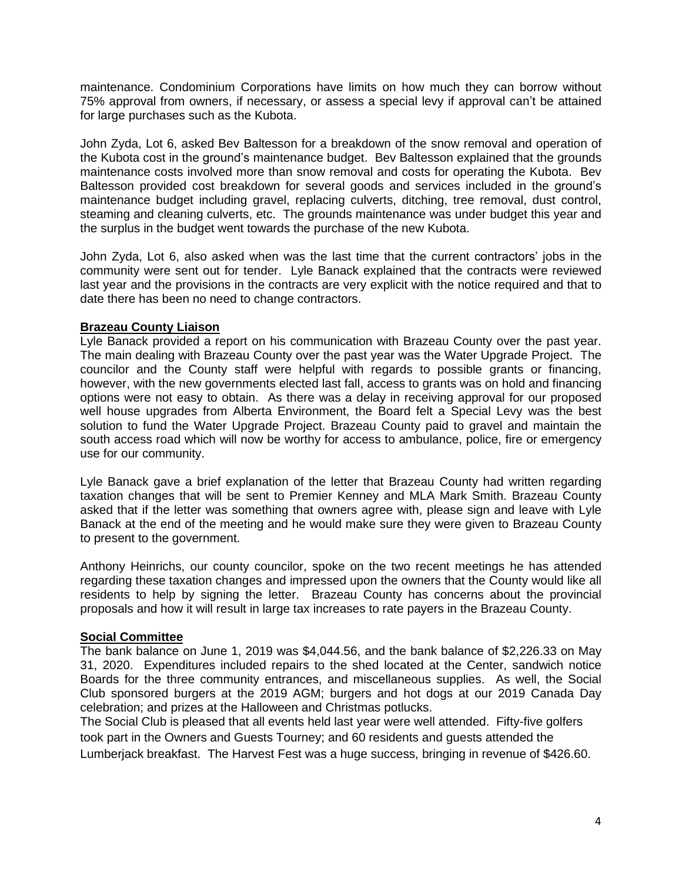maintenance. Condominium Corporations have limits on how much they can borrow without 75% approval from owners, if necessary, or assess a special levy if approval can't be attained for large purchases such as the Kubota.

John Zyda, Lot 6, asked Bev Baltesson for a breakdown of the snow removal and operation of the Kubota cost in the ground's maintenance budget. Bev Baltesson explained that the grounds maintenance costs involved more than snow removal and costs for operating the Kubota. Bev Baltesson provided cost breakdown for several goods and services included in the ground's maintenance budget including gravel, replacing culverts, ditching, tree removal, dust control, steaming and cleaning culverts, etc. The grounds maintenance was under budget this year and the surplus in the budget went towards the purchase of the new Kubota.

John Zyda, Lot 6, also asked when was the last time that the current contractors' jobs in the community were sent out for tender. Lyle Banack explained that the contracts were reviewed last year and the provisions in the contracts are very explicit with the notice required and that to date there has been no need to change contractors.

**Brazeau County Liaison**

Lyle Banack provided a report on his communication with Brazeau County over the past year. The main dealing with Brazeau County over the past year was the Water Upgrade Project. The councilor and the County staff were helpful with regards to possible grants or financing, however, with the new governments elected last fall, access to grants was on hold and financing options were not easy to obtain. As there was a delay in receiving approval for our proposed well house upgrades from Alberta Environment, the Board felt a Special Levy was the best solution to fund the Water Upgrade Project. Brazeau County paid to gravel and maintain the south access road which will now be worthy for access to ambulance, police, fire or emergency use for our community.

Lyle Banack gave a brief explanation of the letter that Brazeau County had written regarding taxation changes that will be sent to Premier Kenney and MLA Mark Smith. Brazeau County asked that if the letter was something that owners agree with, please sign and leave with Lyle Banack at the end of the meeting and he would make sure they were given to Brazeau County to present to the government.

Anthony Heinrichs, our county councilor, spoke on the two recent meetings he has attended regarding these taxation changes and impressed upon the owners that the County would like all residents to help by signing the letter. Brazeau County has concerns about the provincial proposals and how it will result in large tax increases to rate payers in the Brazeau County.

**Social Committee**

The bank balance on June 1, 2019 was $4,044.56, and the bank balance of $2,226.33 on May 31, 2020. Expenditures included repairs to the shed located at the Center, sandwich notice Boards for the three community entrances, and miscellaneous supplies. As well, the Social Club sponsored burgers at the 2019 AGM; burgers and hot dogs at our 2019 Canada Day celebration; and prizes at the Halloween and Christmas potlucks.

The Social Club is pleased that all events held last year were well attended. Fifty-five golfers took part in the Owners and Guests Tourney; and 60 residents and guests attended the Lumberjack breakfast. The Harvest Fest was a huge success, bringing in revenue of $426.60.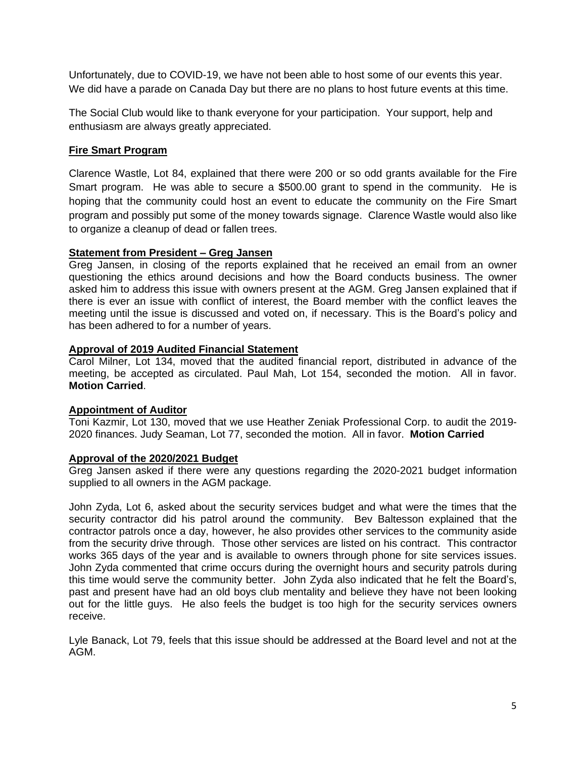Unfortunately, due to COVID-19, we have not been able to host some of our events this year. We did have a parade on Canada Day but there are no plans to host future events at this time.

The Social Club would like to thank everyone for your participation. Your support, help and enthusiasm are always greatly appreciated.

## Fire Smart Program

Clarence Wastle, Lot 84, explained that there were 200 or so odd grants available for the Fire Smart program. He was able to secure a $500.00 grant to spend in the community. He is hoping that the community could host an event to educate the community on the Fire Smart program and possibly put some of the money towards signage. Clarence Wastle would also like to organize a cleanup of dead or fallen trees.

## Statement from President – Greg Jansen

Greg Jansen, in closing of the reports explained that he received an email from an owner questioning the ethics around decisions and how the Board conducts business. The owner asked him to address this issue with owners present at the AGM. Greg Jansen explained that if there is ever an issue with conflict of interest, the Board member with the conflict leaves the meeting until the issue is discussed and voted on, if necessary. This is the Board's policy and has been adhered to for a number of years.

## Approval of 2019 Audited Financial Statement

Carol Milner, Lot 134, moved that the audited financial report, distributed in advance of the meeting, be accepted as circulated. Paul Mah, Lot 154, seconded the motion. All in favor. **Motion Carried**.

## Appointment of Auditor

Toni Kazmir, Lot 130, moved that we use Heather Zeniak Professional Corp. to audit the 2019-2020 finances. Judy Seaman, Lot 77, seconded the motion. All in favor. **Motion Carried**

## Approval of the 2020/2021 Budget

Greg Jansen asked if there were any questions regarding the 2020-2021 budget information supplied to all owners in the AGM package.

John Zyda, Lot 6, asked about the security services budget and what were the times that the security contractor did his patrol around the community. Bev Baltesson explained that the contractor patrols once a day, however, he also provides other services to the community aside from the security drive through. Those other services are listed on his contract. This contractor works 365 days of the year and is available to owners through phone for site services issues. John Zyda commented that crime occurs during the overnight hours and security patrols during this time would serve the community better. John Zyda also indicated that he felt the Board's, past and present have had an old boys club mentality and believe they have not been looking out for the little guys. He also feels the budget is too high for the security services owners receive.

Lyle Banack, Lot 79, feels that this issue should be addressed at the Board level and not at the AGM.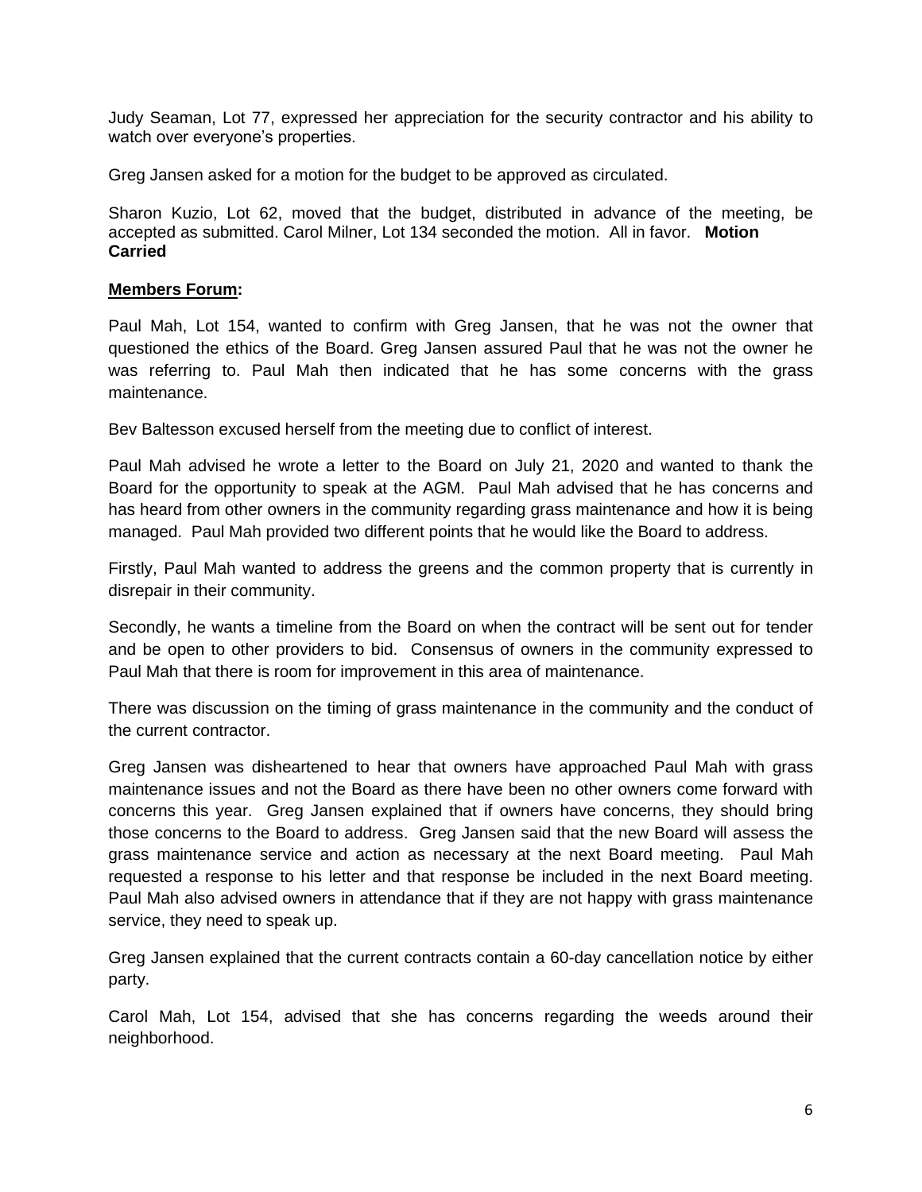Judy Seaman, Lot 77, expressed her appreciation for the security contractor and his ability to watch over everyone's properties.

Greg Jansen asked for a motion for the budget to be approved as circulated.

Sharon Kuzio, Lot 62, moved that the budget, distributed in advance of the meeting, be accepted as submitted. Carol Milner, Lot 134 seconded the motion. All in favor. **Motion Carried**

**Members Forum:**

Paul Mah, Lot 154, wanted to confirm with Greg Jansen, that he was not the owner that questioned the ethics of the Board. Greg Jansen assured Paul that he was not the owner he was referring to. Paul Mah then indicated that he has some concerns with the grass maintenance.

Bev Baltesson excused herself from the meeting due to conflict of interest.

Paul Mah advised he wrote a letter to the Board on July 21, 2020 and wanted to thank the Board for the opportunity to speak at the AGM. Paul Mah advised that he has concerns and has heard from other owners in the community regarding grass maintenance and how it is being managed. Paul Mah provided two different points that he would like the Board to address.

Firstly, Paul Mah wanted to address the greens and the common property that is currently in disrepair in their community.

Secondly, he wants a timeline from the Board on when the contract will be sent out for tender and be open to other providers to bid. Consensus of owners in the community expressed to Paul Mah that there is room for improvement in this area of maintenance.

There was discussion on the timing of grass maintenance in the community and the conduct of the current contractor.

Greg Jansen was disheartened to hear that owners have approached Paul Mah with grass maintenance issues and not the Board as there have been no other owners come forward with concerns this year. Greg Jansen explained that if owners have concerns, they should bring those concerns to the Board to address. Greg Jansen said that the new Board will assess the grass maintenance service and action as necessary at the next Board meeting. Paul Mah requested a response to his letter and that response be included in the next Board meeting. Paul Mah also advised owners in attendance that if they are not happy with grass maintenance service, they need to speak up.

Greg Jansen explained that the current contracts contain a 60-day cancellation notice by either party.

Carol Mah, Lot 154, advised that she has concerns regarding the weeds around their neighborhood.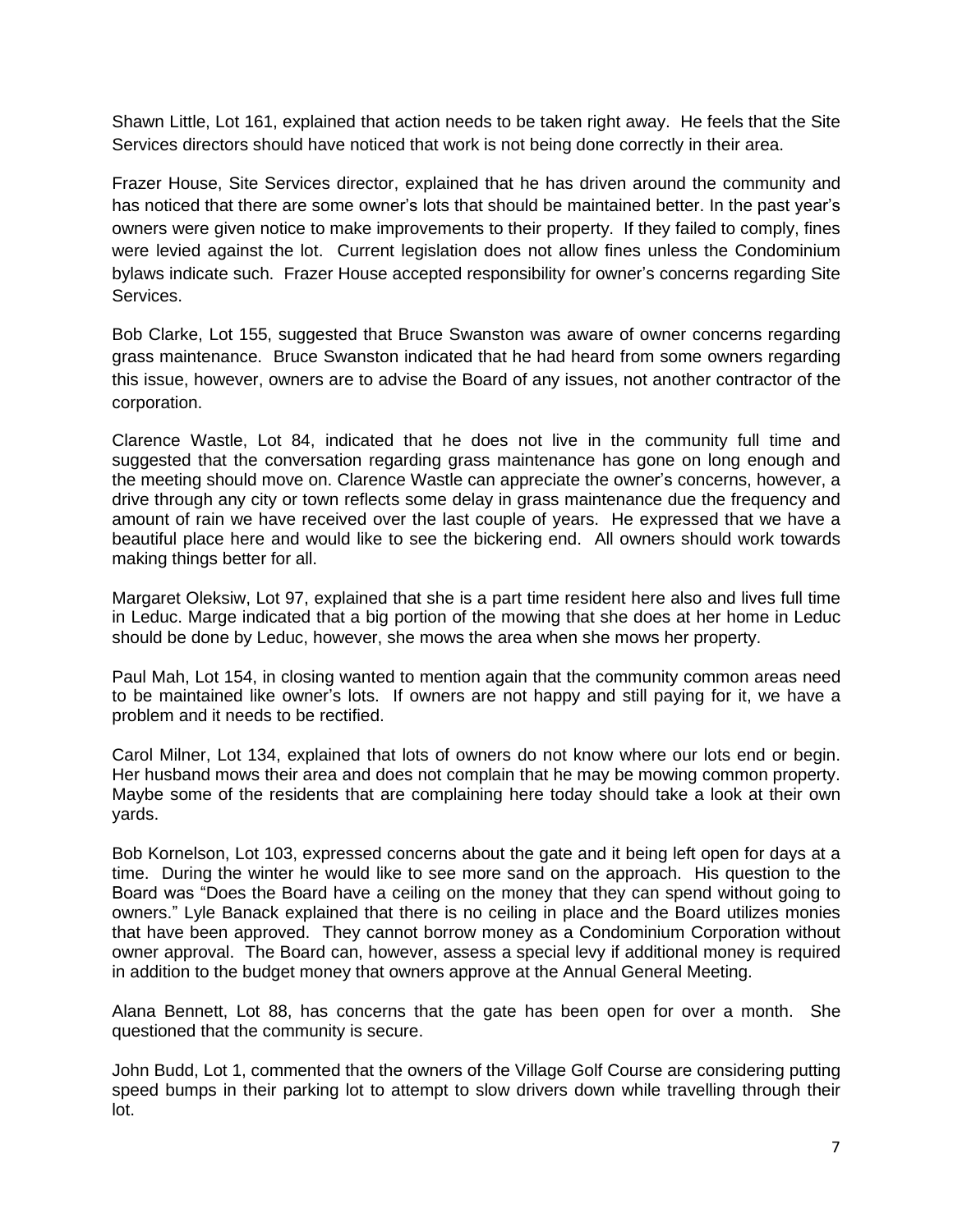Shawn Little, Lot 161, explained that action needs to be taken right away. He feels that the Site Services directors should have noticed that work is not being done correctly in their area.

Frazer House, Site Services director, explained that he has driven around the community and has noticed that there are some owner's lots that should be maintained better. In the past year's owners were given notice to make improvements to their property. If they failed to comply, fines were levied against the lot. Current legislation does not allow fines unless the Condominium bylaws indicate such. Frazer House accepted responsibility for owner's concerns regarding Site Services.

Bob Clarke, Lot 155, suggested that Bruce Swanston was aware of owner concerns regarding grass maintenance. Bruce Swanston indicated that he had heard from some owners regarding this issue, however, owners are to advise the Board of any issues, not another contractor of the corporation.

Clarence Wastle, Lot 84, indicated that he does not live in the community full time and suggested that the conversation regarding grass maintenance has gone on long enough and the meeting should move on. Clarence Wastle can appreciate the owner's concerns, however, a drive through any city or town reflects some delay in grass maintenance due the frequency and amount of rain we have received over the last couple of years. He expressed that we have a beautiful place here and would like to see the bickering end. All owners should work towards making things better for all.

Margaret Oleksiw, Lot 97, explained that she is a part time resident here also and lives full time in Leduc. Marge indicated that a big portion of the mowing that she does at her home in Leduc should be done by Leduc, however, she mows the area when she mows her property.

Paul Mah, Lot 154, in closing wanted to mention again that the community common areas need to be maintained like owner's lots. If owners are not happy and still paying for it, we have a problem and it needs to be rectified.

Carol Milner, Lot 134, explained that lots of owners do not know where our lots end or begin. Her husband mows their area and does not complain that he may be mowing common property. Maybe some of the residents that are complaining here today should take a look at their own yards.

Bob Kornelson, Lot 103, expressed concerns about the gate and it being left open for days at a time. During the winter he would like to see more sand on the approach. His question to the Board was "Does the Board have a ceiling on the money that they can spend without going to owners." Lyle Banack explained that there is no ceiling in place and the Board utilizes monies that have been approved. They cannot borrow money as a Condominium Corporation without owner approval. The Board can, however, assess a special levy if additional money is required in addition to the budget money that owners approve at the Annual General Meeting.

Alana Bennett, Lot 88, has concerns that the gate has been open for over a month. She questioned that the community is secure.

John Budd, Lot 1, commented that the owners of the Village Golf Course are considering putting speed bumps in their parking lot to attempt to slow drivers down while travelling through their lot.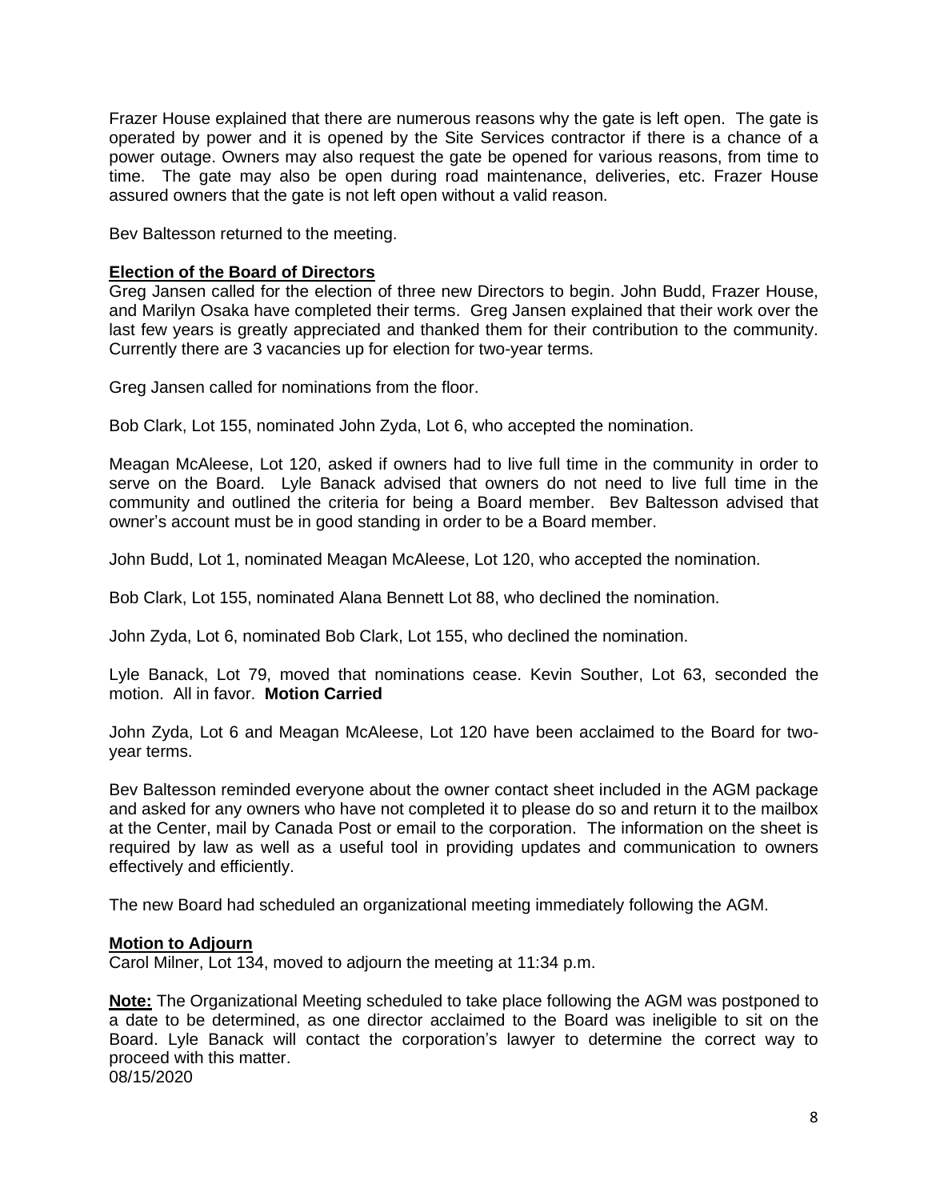Frazer House explained that there are numerous reasons why the gate is left open. The gate is operated by power and it is opened by the Site Services contractor if there is a chance of a power outage. Owners may also request the gate be opened for various reasons, from time to time. The gate may also be open during road maintenance, deliveries, etc. Frazer House assured owners that the gate is not left open without a valid reason.

Bev Baltesson returned to the meeting.

**Election of the Board of Directors**

Greg Jansen called for the election of three new Directors to begin. John Budd, Frazer House, and Marilyn Osaka have completed their terms. Greg Jansen explained that their work over the last few years is greatly appreciated and thanked them for their contribution to the community. Currently there are 3 vacancies up for election for two-year terms.

Greg Jansen called for nominations from the floor.

Bob Clark, Lot 155, nominated John Zyda, Lot 6, who accepted the nomination.

Meagan McAleese, Lot 120, asked if owners had to live full time in the community in order to serve on the Board. Lyle Banack advised that owners do not need to live full time in the community and outlined the criteria for being a Board member. Bev Baltesson advised that owner's account must be in good standing in order to be a Board member.

John Budd, Lot 1, nominated Meagan McAleese, Lot 120, who accepted the nomination.

Bob Clark, Lot 155, nominated Alana Bennett Lot 88, who declined the nomination.

John Zyda, Lot 6, nominated Bob Clark, Lot 155, who declined the nomination.

Lyle Banack, Lot 79, moved that nominations cease. Kevin Souther, Lot 63, seconded the motion. All in favor. **Motion Carried**

John Zyda, Lot 6 and Meagan McAleese, Lot 120 have been acclaimed to the Board for two-year terms.

Bev Baltesson reminded everyone about the owner contact sheet included in the AGM package and asked for any owners who have not completed it to please do so and return it to the mailbox at the Center, mail by Canada Post or email to the corporation. The information on the sheet is required by law as well as a useful tool in providing updates and communication to owners effectively and efficiently.

The new Board had scheduled an organizational meeting immediately following the AGM.

**Motion to Adjourn**

Carol Milner, Lot 134, moved to adjourn the meeting at 11:34 p.m.

**Note:** The Organizational Meeting scheduled to take place following the AGM was postponed to a date to be determined, as one director acclaimed to the Board was ineligible to sit on the Board. Lyle Banack will contact the corporation's lawyer to determine the correct way to proceed with this matter.
08/15/2020